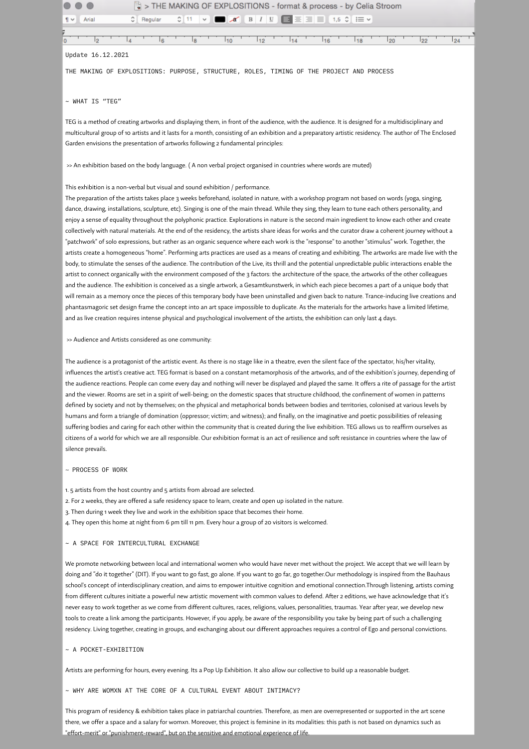Update 16.12.2021

THE MAKING OF EXPLOSITIONS: PURPOSE, STRUCTURE, ROLES, TIMING OF THE PROJECT AND PROCESS

## ~ WHAT IS "TEG"

TEG is a method of creating artworks and displaying them, in front of the audience, with the audience. It is designed for a multidisciplinary and multicultural group of 10 artists and it lasts for a month, consisting of an exhibition and a preparatory artistic residency. The author of The Enclosed Garden envisions the presentation of artworks following 2 fundamental principles:

>> An exhibition based on the body language. ( A non verbal project organised in countries where words are muted)

This exhibition is a non-verbal but visual and sound exhibition / performance.
The preparation of the artists takes place 3 weeks beforehand, isolated in nature, with a workshop program not based on words (yoga, singing, dance, drawing, installations, sculpture, etc). Singing is one of the main thread. While they sing, they learn to tune each others personality, and enjoy a sense of equality throughout the polyphonic practice. Explorations in nature is the second main ingredient to know each other and create collectively with natural materials. At the end of the residency, the artists share ideas for works and the curator draw a coherent journey without a "patchwork" of solo expressions, but rather as an organic sequence where each work is the "response" to another "stimulus" work. Together, the artists create a homogeneous "home". Performing arts practices are used as a means of creating and exhibiting. The artworks are made live with the body, to stimulate the senses of the audience. The contribution of the Live, its thrill and the potential unpredictable public interactions enable the artist to connect organically with the environment composed of the 3 factors: the architecture of the space, the artworks of the other colleagues and the audience. The exhibition is conceived as a single artwork, a Gesamtkunstwerk, in which each piece becomes a part of a unique body that will remain as a memory once the pieces of this temporary body have been uninstalled and given back to nature. Trance-inducing live creations and phantasmagoric set design frame the concept into an art space impossible to duplicate. As the materials for the artworks have a limited lifetime, and as live creation requires intense physical and psychological involvement of the artists, the exhibition can only last 4 days.

>> Audience and Artists considered as one community:

The audience is a protagonist of the artistic event. As there is no stage like in a theatre, even the silent face of the spectator, his/her vitality, influences the artist's creative act. TEG format is based on a constant metamorphosis of the artworks, and of the exhibition's journey, depending of the audience reactions. People can come every day and nothing will never be displayed and played the same. It offers a rite of passage for the artist and the viewer. Rooms are set in a spirit of well-being; on the domestic spaces that structure childhood, the confinement of women in patterns defined by society and not by themselves; on the physical and metaphorical bonds between bodies and territories, colonised at various levels by humans and form a triangle of domination (oppressor; victim; and witness); and finally, on the imaginative and poetic possibilities of releasing suffering bodies and caring for each other within the community that is created during the live exhibition. TEG allows us to reaffirm ourselves as citizens of a world for which we are all responsible. Our exhibition format is an act of resilience and soft resistance in countries where the law of silence prevails.

## ~ PROCESS OF WORK

1. 5 artists from the host country and 5 artists from abroad are selected.
2. For 2 weeks, they are offered a safe residency space to learn, create and open up isolated in the nature.
3. Then during 1 week they live and work in the exhibition space that becomes their home.
4. They open this home at night from 6 pm till 11 pm. Every hour a group of 20 visitors is welcomed.

## ~ A SPACE FOR INTERCULTURAL EXCHANGE

We promote networking between local and international women who would have never met without the project. We accept that we will learn by doing and "do it together" (DIT). If you want to go fast, go alone. If you want to go far, go together.Our methodology is inspired from the Bauhaus school's concept of interdisciplinary creation, and aims to empower intuitive cognition and emotional connection.Through listening, artists coming from different cultures initiate a powerful new artistic movement with common values to defend. After 2 editions, we have acknowledge that it's never easy to work together as we come from different cultures, races, religions, values, personalities, traumas. Year after year, we develop new tools to create a link among the participants. However, if you apply, be aware of the responsibility you take by being part of such a challenging residency. Living together, creating in groups, and exchanging about our different approaches requires a control of Ego and personal convictions.

## ~ A POCKET-EXHIBITION

Artists are performing for hours, every evening. Its a Pop Up Exhibition. It also allow our collective to build up a reasonable budget.

## ~ WHY ARE WOMXN AT THE CORE OF A CULTURAL EVENT ABOUT INTIMACY?

This program of residency & exhibition takes place in patriarchal countries. Therefore, as men are overrepresented or supported in the art scene there, we offer a space and a salary for womxn. Moreover, this project is feminine in its modalities: this path is not based on dynamics such as "effort-merit" or "punishment-reward", but on the sensitive and emotional experience of life.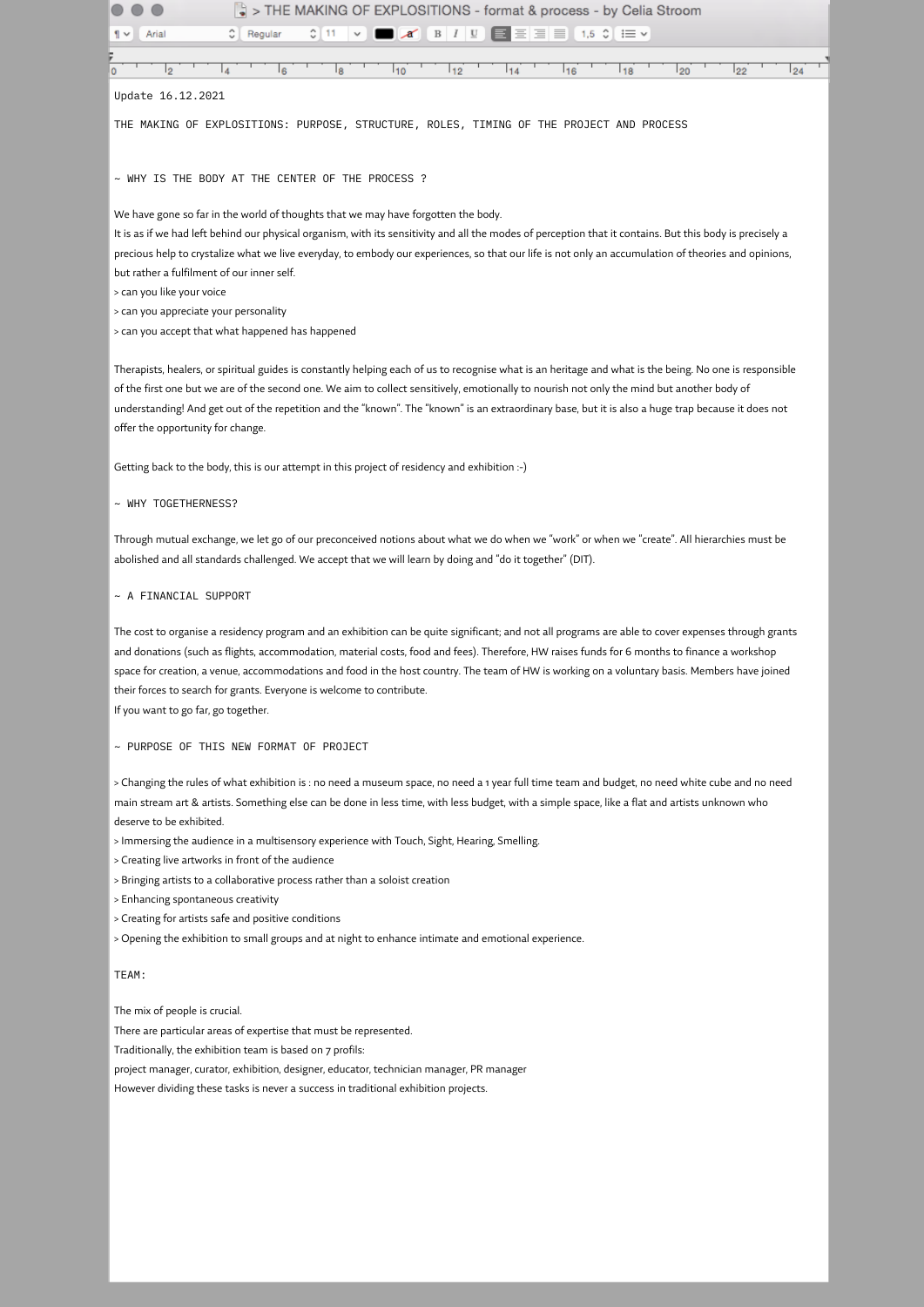Update 16.12.2021

THE MAKING OF EXPLOSITIONS: PURPOSE, STRUCTURE, ROLES, TIMING OF THE PROJECT AND PROCESS

## ~ WHY IS THE BODY AT THE CENTER OF THE PROCESS ?

We have gone so far in the world of thoughts that we may have forgotten the body.
It is as if we had left behind our physical organism, with its sensitivity and all the modes of perception that it contains. But this body is precisely a precious help to crystalize what we live everyday, to embody our experiences, so that our life is not only an accumulation of theories and opinions, but rather a fulfilment of our inner self.
> can you like your voice
> can you appreciate your personality
> can you accept that what happened has happened

Therapists, healers, or spiritual guides is constantly helping each of us to recognise what is an heritage and what is the being. No one is responsible of the first one but we are of the second one. We aim to collect sensitively, emotionally to nourish not only the mind but another body of understanding! And get out of the repetition and the "known". The "known" is an extraordinary base, but it is also a huge trap because it does not offer the opportunity for change.

Getting back to the body, this is our attempt in this project of residency and exhibition :-)

## ~ WHY TOGETHERNESS?

Through mutual exchange, we let go of our preconceived notions about what we do when we "work" or when we "create". All hierarchies must be abolished and all standards challenged. We accept that we will learn by doing and "do it together" (DIT).

## ~ A FINANCIAL SUPPORT

The cost to organise a residency program and an exhibition can be quite significant; and not all programs are able to cover expenses through grants and donations (such as flights, accommodation, material costs, food and fees). Therefore, HW raises funds for 6 months to finance a workshop space for creation, a venue, accommodations and food in the host country. The team of HW is working on a voluntary basis. Members have joined their forces to search for grants. Everyone is welcome to contribute.
If you want to go far, go together.

## ~ PURPOSE OF THIS NEW FORMAT OF PROJECT

> Changing the rules of what exhibition is : no need a museum space, no need a 1 year full time team and budget, no need white cube and no need main stream art & artists. Something else can be done in less time, with less budget, with a simple space, like a flat and artists unknown who deserve to be exhibited.
> Immersing the audience in a multisensory experience with Touch, Sight, Hearing, Smelling.
> Creating live artworks in front of the audience
> Bringing artists to a collaborative process rather than a soloist creation
> Enhancing spontaneous creativity
> Creating for artists safe and positive conditions
> Opening the exhibition to small groups and at night to enhance intimate and emotional experience.

## TEAM:

The mix of people is crucial.
There are particular areas of expertise that must be represented.
Traditionally, the exhibition team is based on 7 profils:
project manager, curator, exhibition, designer, educator, technician manager, PR manager
However dividing these tasks is never a success in traditional exhibition projects.